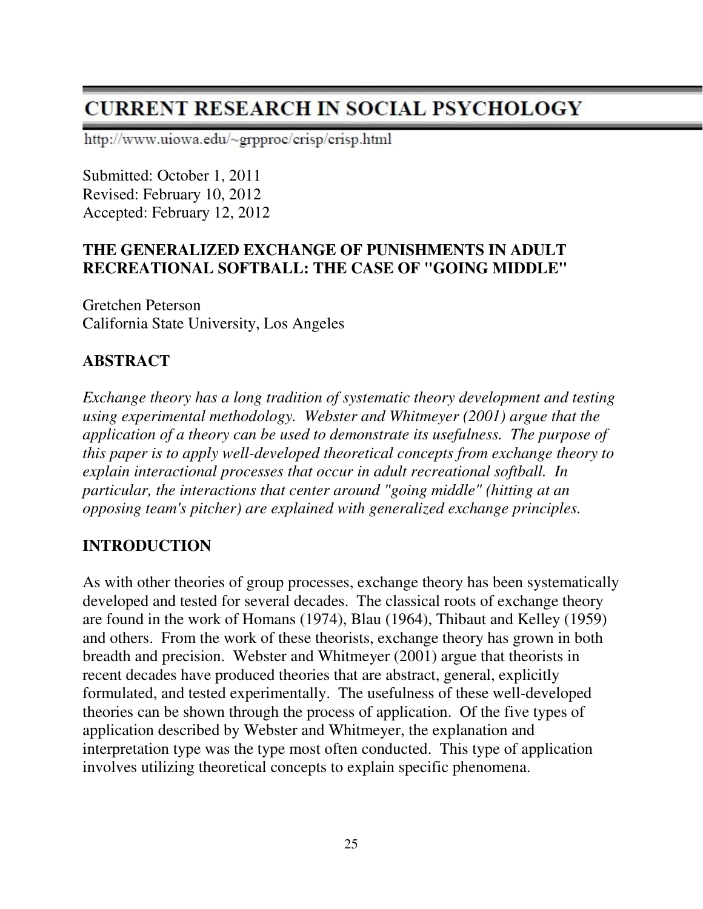# CURRENT RESEARCH IN SOCIAL PSYCHOLOGY

http://www.uiowa.edu/~grpproc/crisp/crisp.html

Submitted: October 1, 2011
Revised: February 10, 2012
Accepted: February 12, 2012

## THE GENERALIZED EXCHANGE OF PUNISHMENTS IN ADULT RECREATIONAL SOFTBALL: THE CASE OF "GOING MIDDLE"

Gretchen Peterson
California State University, Los Angeles

## ABSTRACT

*Exchange theory has a long tradition of systematic theory development and testing using experimental methodology. Webster and Whitmeyer (2001) argue that the application of a theory can be used to demonstrate its usefulness. The purpose of this paper is to apply well-developed theoretical concepts from exchange theory to explain interactional processes that occur in adult recreational softball. In particular, the interactions that center around "going middle" (hitting at an opposing team's pitcher) are explained with generalized exchange principles.*

## INTRODUCTION

As with other theories of group processes, exchange theory has been systematically developed and tested for several decades. The classical roots of exchange theory are found in the work of Homans (1974), Blau (1964), Thibaut and Kelley (1959) and others. From the work of these theorists, exchange theory has grown in both breadth and precision. Webster and Whitmeyer (2001) argue that theorists in recent decades have produced theories that are abstract, general, explicitly formulated, and tested experimentally. The usefulness of these well-developed theories can be shown through the process of application. Of the five types of application described by Webster and Whitmeyer, the explanation and interpretation type was the type most often conducted. This type of application involves utilizing theoretical concepts to explain specific phenomena.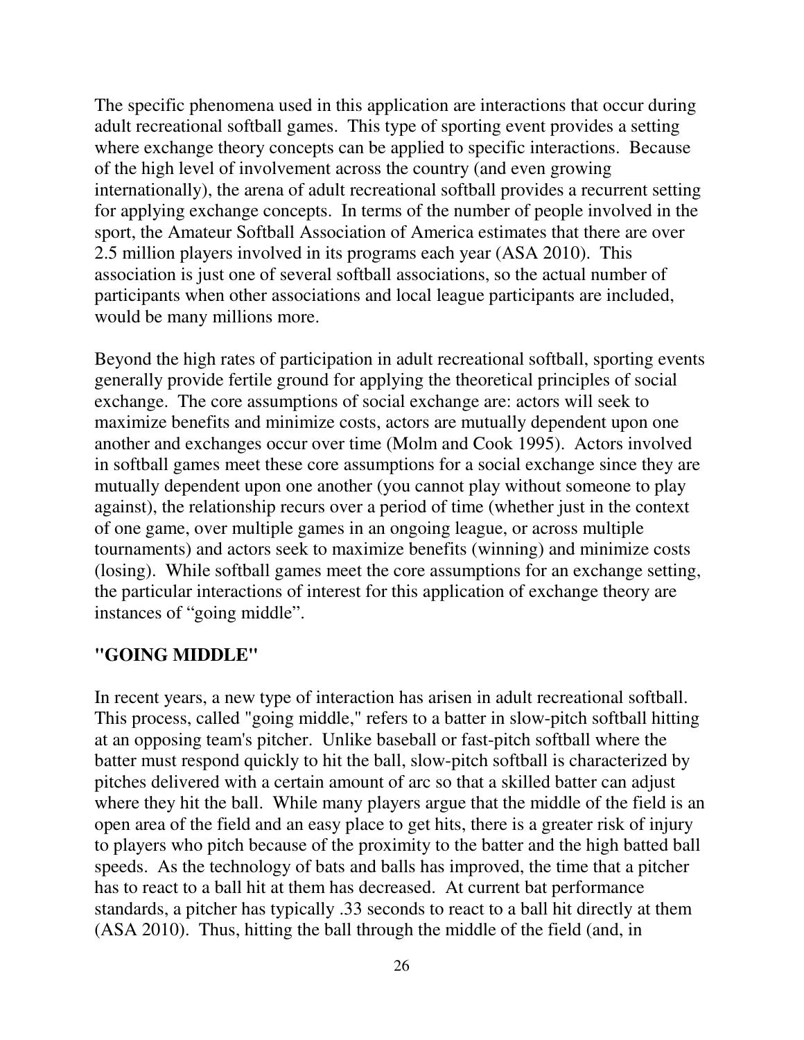The specific phenomena used in this application are interactions that occur during adult recreational softball games. This type of sporting event provides a setting where exchange theory concepts can be applied to specific interactions. Because of the high level of involvement across the country (and even growing internationally), the arena of adult recreational softball provides a recurrent setting for applying exchange concepts. In terms of the number of people involved in the sport, the Amateur Softball Association of America estimates that there are over 2.5 million players involved in its programs each year (ASA 2010). This association is just one of several softball associations, so the actual number of participants when other associations and local league participants are included, would be many millions more.

Beyond the high rates of participation in adult recreational softball, sporting events generally provide fertile ground for applying the theoretical principles of social exchange. The core assumptions of social exchange are: actors will seek to maximize benefits and minimize costs, actors are mutually dependent upon one another and exchanges occur over time (Molm and Cook 1995). Actors involved in softball games meet these core assumptions for a social exchange since they are mutually dependent upon one another (you cannot play without someone to play against), the relationship recurs over a period of time (whether just in the context of one game, over multiple games in an ongoing league, or across multiple tournaments) and actors seek to maximize benefits (winning) and minimize costs (losing). While softball games meet the core assumptions for an exchange setting, the particular interactions of interest for this application of exchange theory are instances of "going middle".

## "GOING MIDDLE"

In recent years, a new type of interaction has arisen in adult recreational softball. This process, called "going middle," refers to a batter in slow-pitch softball hitting at an opposing team's pitcher. Unlike baseball or fast-pitch softball where the batter must respond quickly to hit the ball, slow-pitch softball is characterized by pitches delivered with a certain amount of arc so that a skilled batter can adjust where they hit the ball. While many players argue that the middle of the field is an open area of the field and an easy place to get hits, there is a greater risk of injury to players who pitch because of the proximity to the batter and the high batted ball speeds. As the technology of bats and balls has improved, the time that a pitcher has to react to a ball hit at them has decreased. At current bat performance standards, a pitcher has typically .33 seconds to react to a ball hit directly at them (ASA 2010). Thus, hitting the ball through the middle of the field (and, in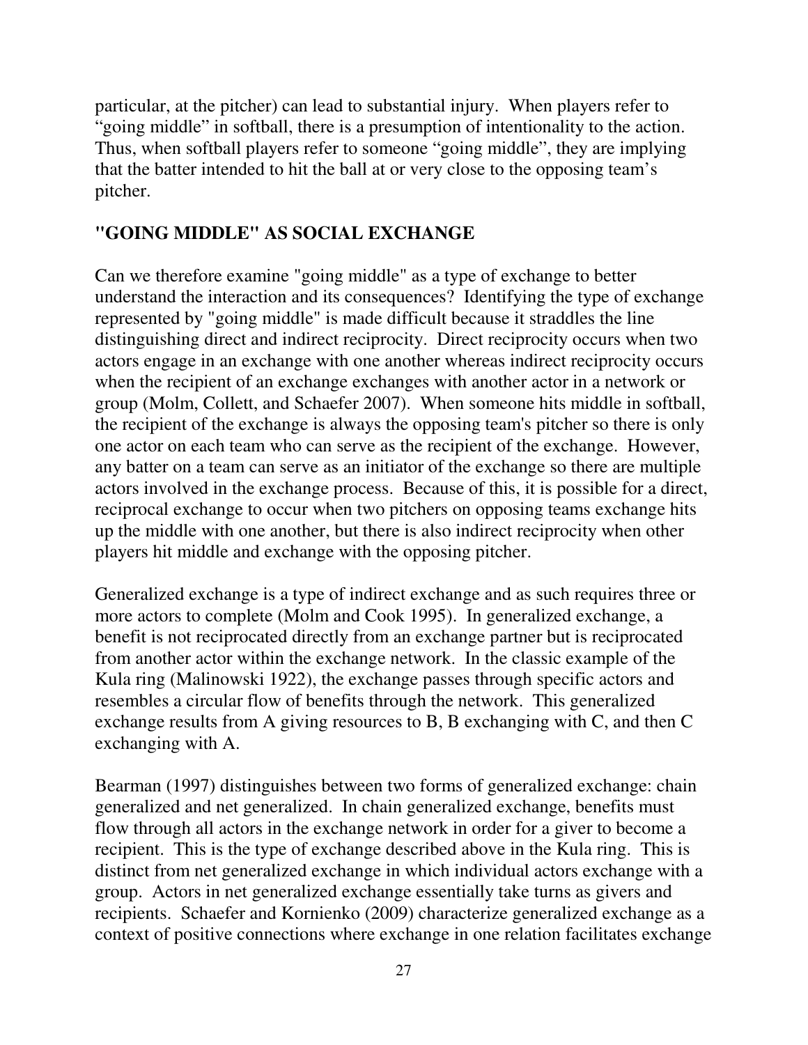particular, at the pitcher) can lead to substantial injury. When players refer to "going middle" in softball, there is a presumption of intentionality to the action. Thus, when softball players refer to someone "going middle", they are implying that the batter intended to hit the ball at or very close to the opposing team's pitcher.

## "GOING MIDDLE" AS SOCIAL EXCHANGE

Can we therefore examine "going middle" as a type of exchange to better understand the interaction and its consequences? Identifying the type of exchange represented by "going middle" is made difficult because it straddles the line distinguishing direct and indirect reciprocity. Direct reciprocity occurs when two actors engage in an exchange with one another whereas indirect reciprocity occurs when the recipient of an exchange exchanges with another actor in a network or group (Molm, Collett, and Schaefer 2007). When someone hits middle in softball, the recipient of the exchange is always the opposing team's pitcher so there is only one actor on each team who can serve as the recipient of the exchange. However, any batter on a team can serve as an initiator of the exchange so there are multiple actors involved in the exchange process. Because of this, it is possible for a direct, reciprocal exchange to occur when two pitchers on opposing teams exchange hits up the middle with one another, but there is also indirect reciprocity when other players hit middle and exchange with the opposing pitcher.

Generalized exchange is a type of indirect exchange and as such requires three or more actors to complete (Molm and Cook 1995). In generalized exchange, a benefit is not reciprocated directly from an exchange partner but is reciprocated from another actor within the exchange network. In the classic example of the Kula ring (Malinowski 1922), the exchange passes through specific actors and resembles a circular flow of benefits through the network. This generalized exchange results from A giving resources to B, B exchanging with C, and then C exchanging with A.

Bearman (1997) distinguishes between two forms of generalized exchange: chain generalized and net generalized. In chain generalized exchange, benefits must flow through all actors in the exchange network in order for a giver to become a recipient. This is the type of exchange described above in the Kula ring. This is distinct from net generalized exchange in which individual actors exchange with a group. Actors in net generalized exchange essentially take turns as givers and recipients. Schaefer and Kornienko (2009) characterize generalized exchange as a context of positive connections where exchange in one relation facilitates exchange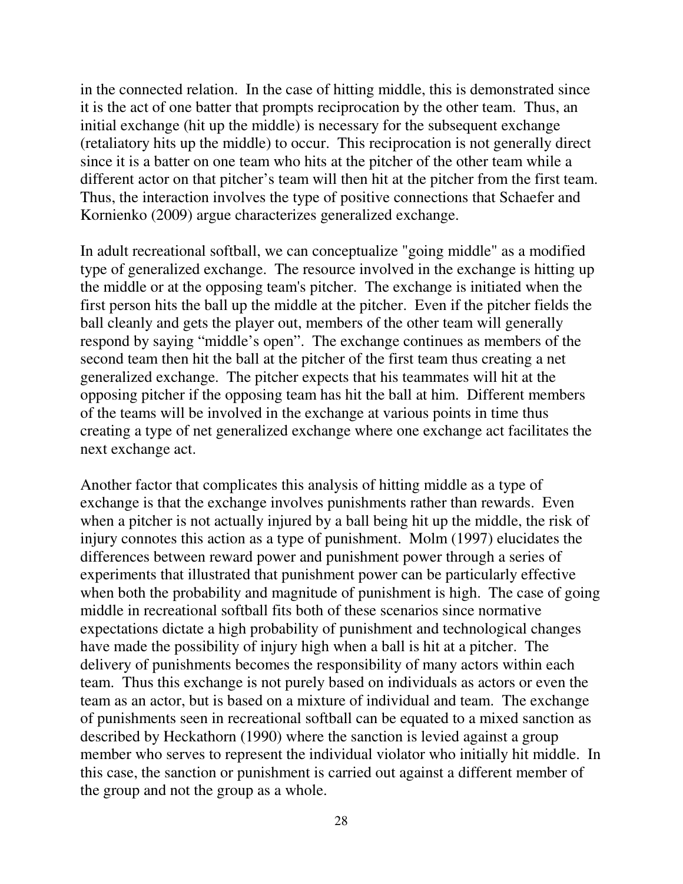in the connected relation. In the case of hitting middle, this is demonstrated since it is the act of one batter that prompts reciprocation by the other team. Thus, an initial exchange (hit up the middle) is necessary for the subsequent exchange (retaliatory hits up the middle) to occur. This reciprocation is not generally direct since it is a batter on one team who hits at the pitcher of the other team while a different actor on that pitcher's team will then hit at the pitcher from the first team. Thus, the interaction involves the type of positive connections that Schaefer and Kornienko (2009) argue characterizes generalized exchange.

In adult recreational softball, we can conceptualize "going middle" as a modified type of generalized exchange. The resource involved in the exchange is hitting up the middle or at the opposing team's pitcher. The exchange is initiated when the first person hits the ball up the middle at the pitcher. Even if the pitcher fields the ball cleanly and gets the player out, members of the other team will generally respond by saying "middle's open". The exchange continues as members of the second team then hit the ball at the pitcher of the first team thus creating a net generalized exchange. The pitcher expects that his teammates will hit at the opposing pitcher if the opposing team has hit the ball at him. Different members of the teams will be involved in the exchange at various points in time thus creating a type of net generalized exchange where one exchange act facilitates the next exchange act.

Another factor that complicates this analysis of hitting middle as a type of exchange is that the exchange involves punishments rather than rewards. Even when a pitcher is not actually injured by a ball being hit up the middle, the risk of injury connotes this action as a type of punishment. Molm (1997) elucidates the differences between reward power and punishment power through a series of experiments that illustrated that punishment power can be particularly effective when both the probability and magnitude of punishment is high. The case of going middle in recreational softball fits both of these scenarios since normative expectations dictate a high probability of punishment and technological changes have made the possibility of injury high when a ball is hit at a pitcher. The delivery of punishments becomes the responsibility of many actors within each team. Thus this exchange is not purely based on individuals as actors or even the team as an actor, but is based on a mixture of individual and team. The exchange of punishments seen in recreational softball can be equated to a mixed sanction as described by Heckathorn (1990) where the sanction is levied against a group member who serves to represent the individual violator who initially hit middle. In this case, the sanction or punishment is carried out against a different member of the group and not the group as a whole.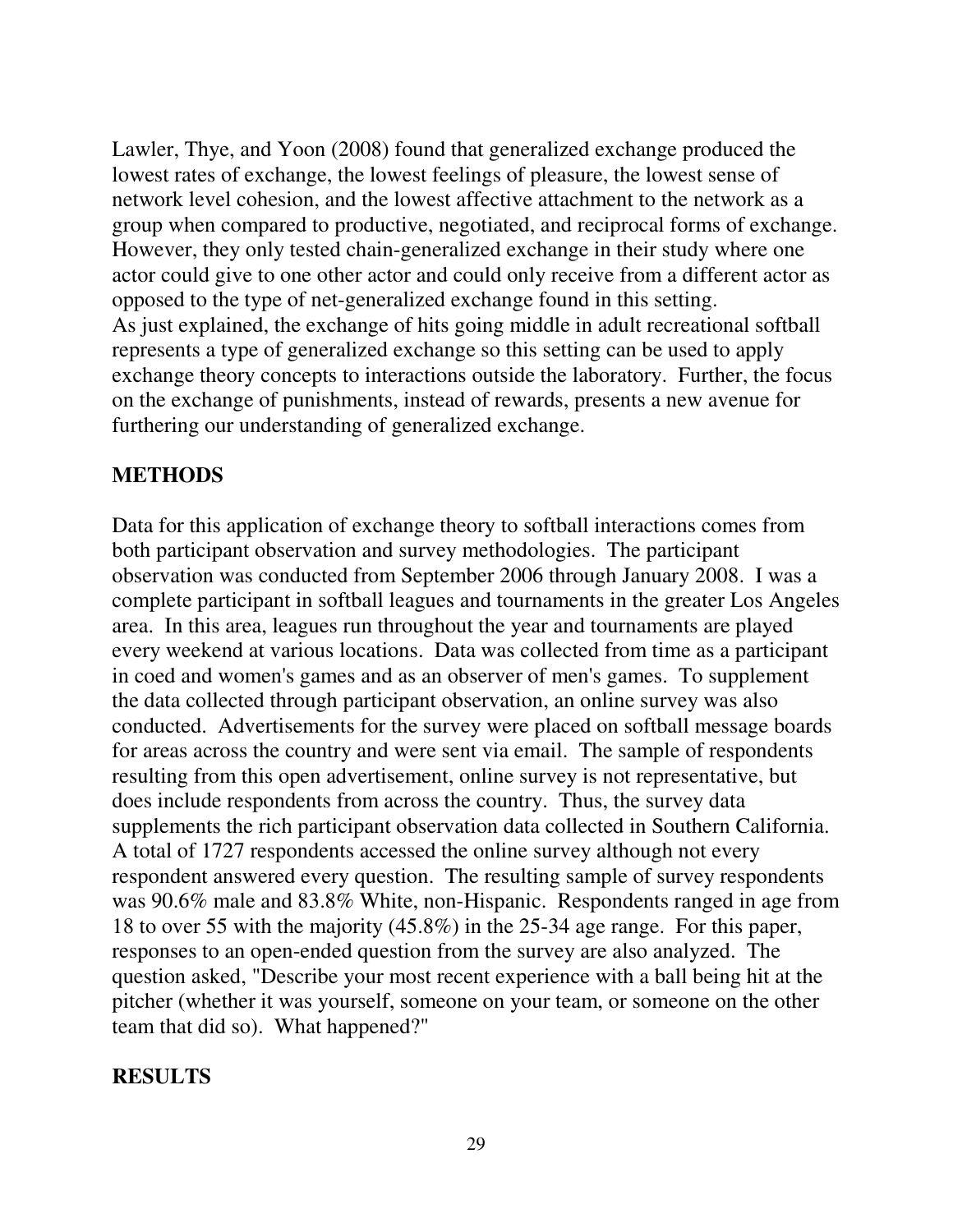Lawler, Thye, and Yoon (2008) found that generalized exchange produced the lowest rates of exchange, the lowest feelings of pleasure, the lowest sense of network level cohesion, and the lowest affective attachment to the network as a group when compared to productive, negotiated, and reciprocal forms of exchange. However, they only tested chain-generalized exchange in their study where one actor could give to one other actor and could only receive from a different actor as opposed to the type of net-generalized exchange found in this setting.

As just explained, the exchange of hits going middle in adult recreational softball represents a type of generalized exchange so this setting can be used to apply exchange theory concepts to interactions outside the laboratory. Further, the focus on the exchange of punishments, instead of rewards, presents a new avenue for furthering our understanding of generalized exchange.

## METHODS

Data for this application of exchange theory to softball interactions comes from both participant observation and survey methodologies. The participant observation was conducted from September 2006 through January 2008. I was a complete participant in softball leagues and tournaments in the greater Los Angeles area. In this area, leagues run throughout the year and tournaments are played every weekend at various locations. Data was collected from time as a participant in coed and women's games and as an observer of men's games. To supplement the data collected through participant observation, an online survey was also conducted. Advertisements for the survey were placed on softball message boards for areas across the country and were sent via email. The sample of respondents resulting from this open advertisement, online survey is not representative, but does include respondents from across the country. Thus, the survey data supplements the rich participant observation data collected in Southern California. A total of 1727 respondents accessed the online survey although not every respondent answered every question. The resulting sample of survey respondents was 90.6% male and 83.8% White, non-Hispanic. Respondents ranged in age from 18 to over 55 with the majority (45.8%) in the 25-34 age range. For this paper, responses to an open-ended question from the survey are also analyzed. The question asked, "Describe your most recent experience with a ball being hit at the pitcher (whether it was yourself, someone on your team, or someone on the other team that did so). What happened?"

## RESULTS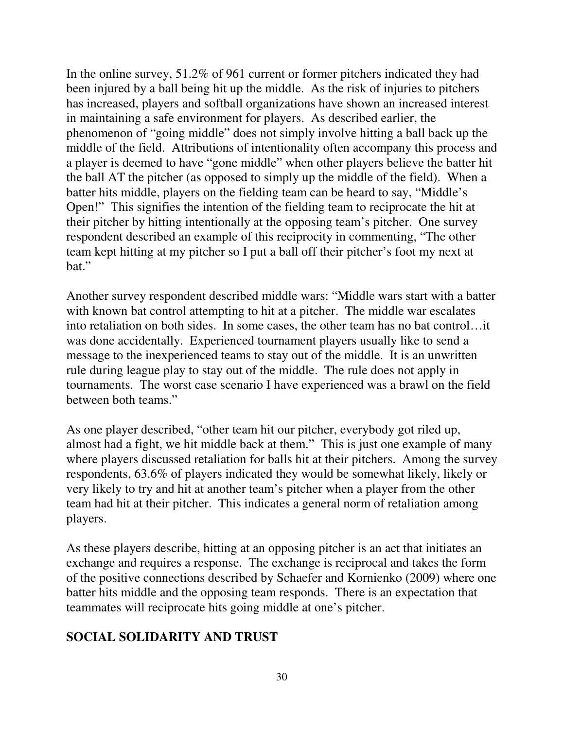In the online survey, 51.2% of 961 current or former pitchers indicated they had been injured by a ball being hit up the middle. As the risk of injuries to pitchers has increased, players and softball organizations have shown an increased interest in maintaining a safe environment for players. As described earlier, the phenomenon of "going middle" does not simply involve hitting a ball back up the middle of the field. Attributions of intentionality often accompany this process and a player is deemed to have "gone middle" when other players believe the batter hit the ball AT the pitcher (as opposed to simply up the middle of the field). When a batter hits middle, players on the fielding team can be heard to say, "Middle's Open!" This signifies the intention of the fielding team to reciprocate the hit at their pitcher by hitting intentionally at the opposing team's pitcher. One survey respondent described an example of this reciprocity in commenting, "The other team kept hitting at my pitcher so I put a ball off their pitcher's foot my next at bat."

Another survey respondent described middle wars: "Middle wars start with a batter with known bat control attempting to hit at a pitcher. The middle war escalates into retaliation on both sides. In some cases, the other team has no bat control…it was done accidentally. Experienced tournament players usually like to send a message to the inexperienced teams to stay out of the middle. It is an unwritten rule during league play to stay out of the middle. The rule does not apply in tournaments. The worst case scenario I have experienced was a brawl on the field between both teams."

As one player described, "other team hit our pitcher, everybody got riled up, almost had a fight, we hit middle back at them." This is just one example of many where players discussed retaliation for balls hit at their pitchers. Among the survey respondents, 63.6% of players indicated they would be somewhat likely, likely or very likely to try and hit at another team's pitcher when a player from the other team had hit at their pitcher. This indicates a general norm of retaliation among players.

As these players describe, hitting at an opposing pitcher is an act that initiates an exchange and requires a response. The exchange is reciprocal and takes the form of the positive connections described by Schaefer and Kornienko (2009) where one batter hits middle and the opposing team responds. There is an expectation that teammates will reciprocate hits going middle at one's pitcher.

## SOCIAL SOLIDARITY AND TRUST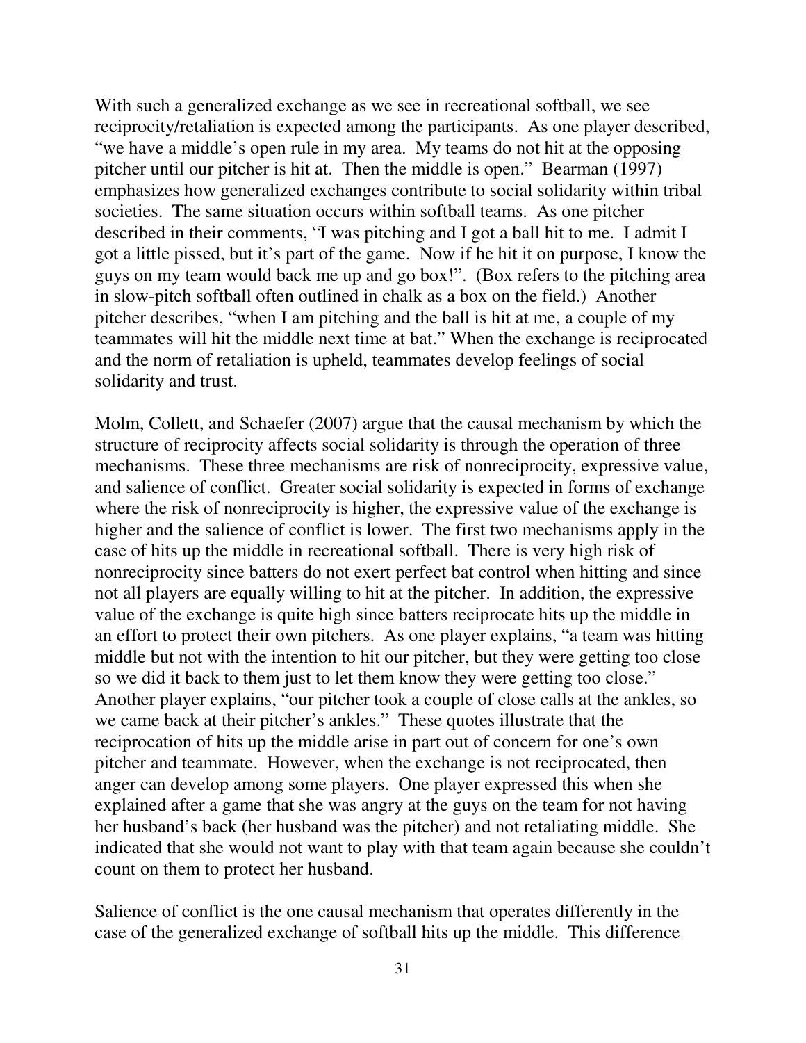With such a generalized exchange as we see in recreational softball, we see reciprocity/retaliation is expected among the participants. As one player described, "we have a middle's open rule in my area. My teams do not hit at the opposing pitcher until our pitcher is hit at. Then the middle is open." Bearman (1997) emphasizes how generalized exchanges contribute to social solidarity within tribal societies. The same situation occurs within softball teams. As one pitcher described in their comments, "I was pitching and I got a ball hit to me. I admit I got a little pissed, but it's part of the game. Now if he hit it on purpose, I know the guys on my team would back me up and go box!". (Box refers to the pitching area in slow-pitch softball often outlined in chalk as a box on the field.) Another pitcher describes, "when I am pitching and the ball is hit at me, a couple of my teammates will hit the middle next time at bat." When the exchange is reciprocated and the norm of retaliation is upheld, teammates develop feelings of social solidarity and trust.

Molm, Collett, and Schaefer (2007) argue that the causal mechanism by which the structure of reciprocity affects social solidarity is through the operation of three mechanisms. These three mechanisms are risk of nonreciprocity, expressive value, and salience of conflict. Greater social solidarity is expected in forms of exchange where the risk of nonreciprocity is higher, the expressive value of the exchange is higher and the salience of conflict is lower. The first two mechanisms apply in the case of hits up the middle in recreational softball. There is very high risk of nonreciprocity since batters do not exert perfect bat control when hitting and since not all players are equally willing to hit at the pitcher. In addition, the expressive value of the exchange is quite high since batters reciprocate hits up the middle in an effort to protect their own pitchers. As one player explains, "a team was hitting middle but not with the intention to hit our pitcher, but they were getting too close so we did it back to them just to let them know they were getting too close." Another player explains, "our pitcher took a couple of close calls at the ankles, so we came back at their pitcher's ankles." These quotes illustrate that the reciprocation of hits up the middle arise in part out of concern for one's own pitcher and teammate. However, when the exchange is not reciprocated, then anger can develop among some players. One player expressed this when she explained after a game that she was angry at the guys on the team for not having her husband's back (her husband was the pitcher) and not retaliating middle. She indicated that she would not want to play with that team again because she couldn't count on them to protect her husband.

Salience of conflict is the one causal mechanism that operates differently in the case of the generalized exchange of softball hits up the middle. This difference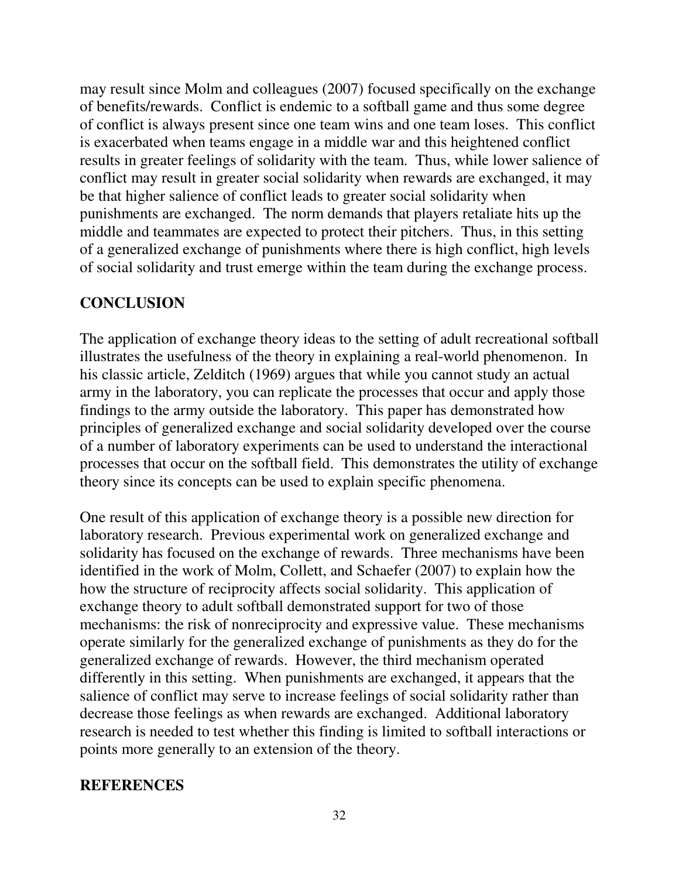may result since Molm and colleagues (2007) focused specifically on the exchange of benefits/rewards. Conflict is endemic to a softball game and thus some degree of conflict is always present since one team wins and one team loses. This conflict is exacerbated when teams engage in a middle war and this heightened conflict results in greater feelings of solidarity with the team. Thus, while lower salience of conflict may result in greater social solidarity when rewards are exchanged, it may be that higher salience of conflict leads to greater social solidarity when punishments are exchanged. The norm demands that players retaliate hits up the middle and teammates are expected to protect their pitchers. Thus, in this setting of a generalized exchange of punishments where there is high conflict, high levels of social solidarity and trust emerge within the team during the exchange process.

## CONCLUSION

The application of exchange theory ideas to the setting of adult recreational softball illustrates the usefulness of the theory in explaining a real-world phenomenon. In his classic article, Zelditch (1969) argues that while you cannot study an actual army in the laboratory, you can replicate the processes that occur and apply those findings to the army outside the laboratory. This paper has demonstrated how principles of generalized exchange and social solidarity developed over the course of a number of laboratory experiments can be used to understand the interactional processes that occur on the softball field. This demonstrates the utility of exchange theory since its concepts can be used to explain specific phenomena.

One result of this application of exchange theory is a possible new direction for laboratory research. Previous experimental work on generalized exchange and solidarity has focused on the exchange of rewards. Three mechanisms have been identified in the work of Molm, Collett, and Schaefer (2007) to explain how the how the structure of reciprocity affects social solidarity. This application of exchange theory to adult softball demonstrated support for two of those mechanisms: the risk of nonreciprocity and expressive value. These mechanisms operate similarly for the generalized exchange of punishments as they do for the generalized exchange of rewards. However, the third mechanism operated differently in this setting. When punishments are exchanged, it appears that the salience of conflict may serve to increase feelings of social solidarity rather than decrease those feelings as when rewards are exchanged. Additional laboratory research is needed to test whether this finding is limited to softball interactions or points more generally to an extension of the theory.

## REFERENCES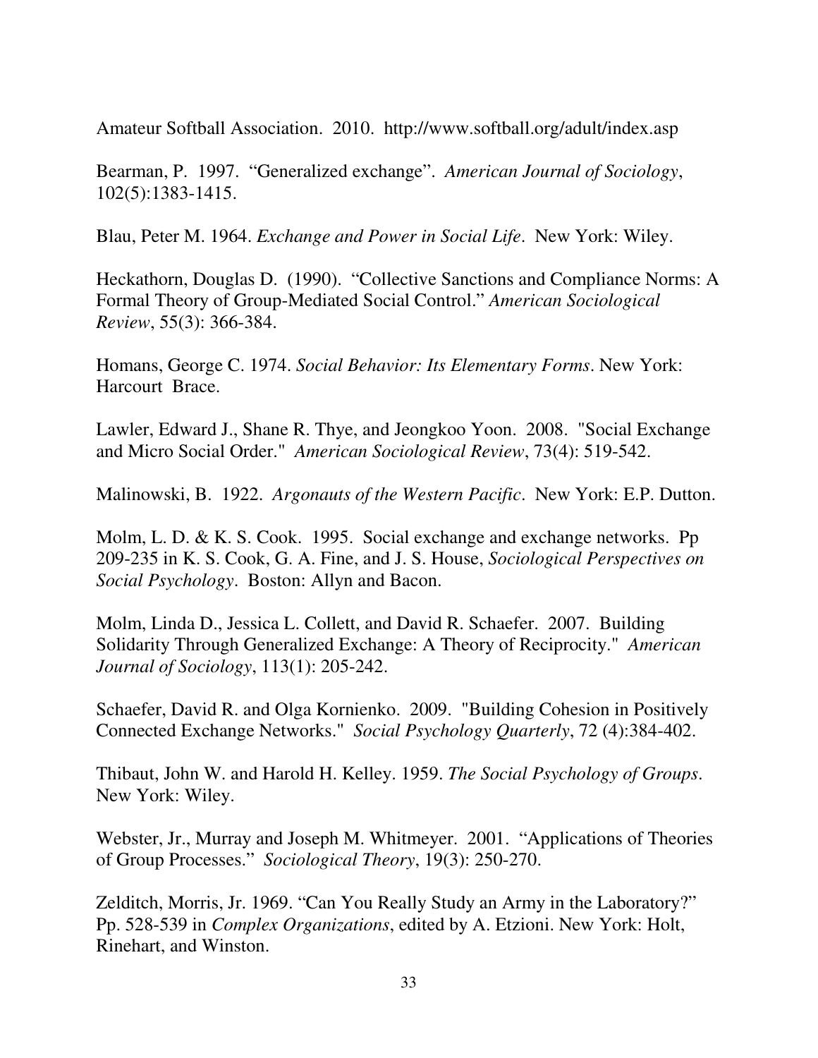Amateur Softball Association. 2010. http://www.softball.org/adult/index.asp

Bearman, P. 1997. "Generalized exchange". *American Journal of Sociology*, 102(5):1383-1415.

Blau, Peter M. 1964. *Exchange and Power in Social Life*. New York: Wiley.

Heckathorn, Douglas D. (1990). "Collective Sanctions and Compliance Norms: A Formal Theory of Group-Mediated Social Control." *American Sociological Review*, 55(3): 366-384.

Homans, George C. 1974. *Social Behavior: Its Elementary Forms*. New York: Harcourt Brace.

Lawler, Edward J., Shane R. Thye, and Jeongkoo Yoon. 2008. "Social Exchange and Micro Social Order." *American Sociological Review*, 73(4): 519-542.

Malinowski, B. 1922. *Argonauts of the Western Pacific*. New York: E.P. Dutton.

Molm, L. D. & K. S. Cook. 1995. Social exchange and exchange networks. Pp 209-235 in K. S. Cook, G. A. Fine, and J. S. House, *Sociological Perspectives on Social Psychology*. Boston: Allyn and Bacon.

Molm, Linda D., Jessica L. Collett, and David R. Schaefer. 2007. Building Solidarity Through Generalized Exchange: A Theory of Reciprocity." *American Journal of Sociology*, 113(1): 205-242.

Schaefer, David R. and Olga Kornienko. 2009. "Building Cohesion in Positively Connected Exchange Networks." *Social Psychology Quarterly*, 72 (4):384-402.

Thibaut, John W. and Harold H. Kelley. 1959. *The Social Psychology of Groups*. New York: Wiley.

Webster, Jr., Murray and Joseph M. Whitmeyer. 2001. "Applications of Theories of Group Processes." *Sociological Theory*, 19(3): 250-270.

Zelditch, Morris, Jr. 1969. "Can You Really Study an Army in the Laboratory?" Pp. 528-539 in *Complex Organizations*, edited by A. Etzioni. New York: Holt, Rinehart, and Winston.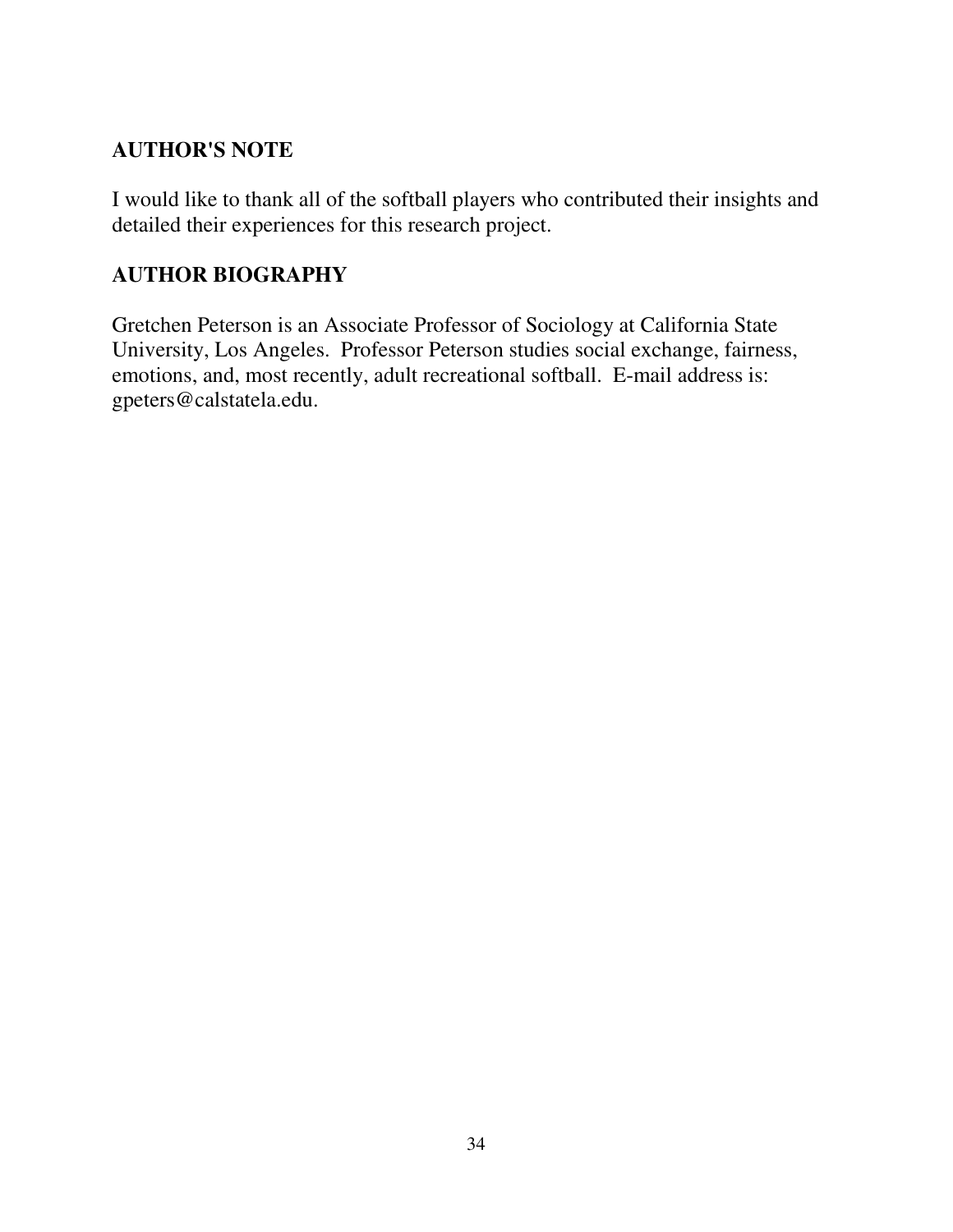## AUTHOR'S NOTE

I would like to thank all of the softball players who contributed their insights and detailed their experiences for this research project.

## AUTHOR BIOGRAPHY

Gretchen Peterson is an Associate Professor of Sociology at California State University, Los Angeles. Professor Peterson studies social exchange, fairness, emotions, and, most recently, adult recreational softball. E-mail address is: gpeters@calstatela.edu.